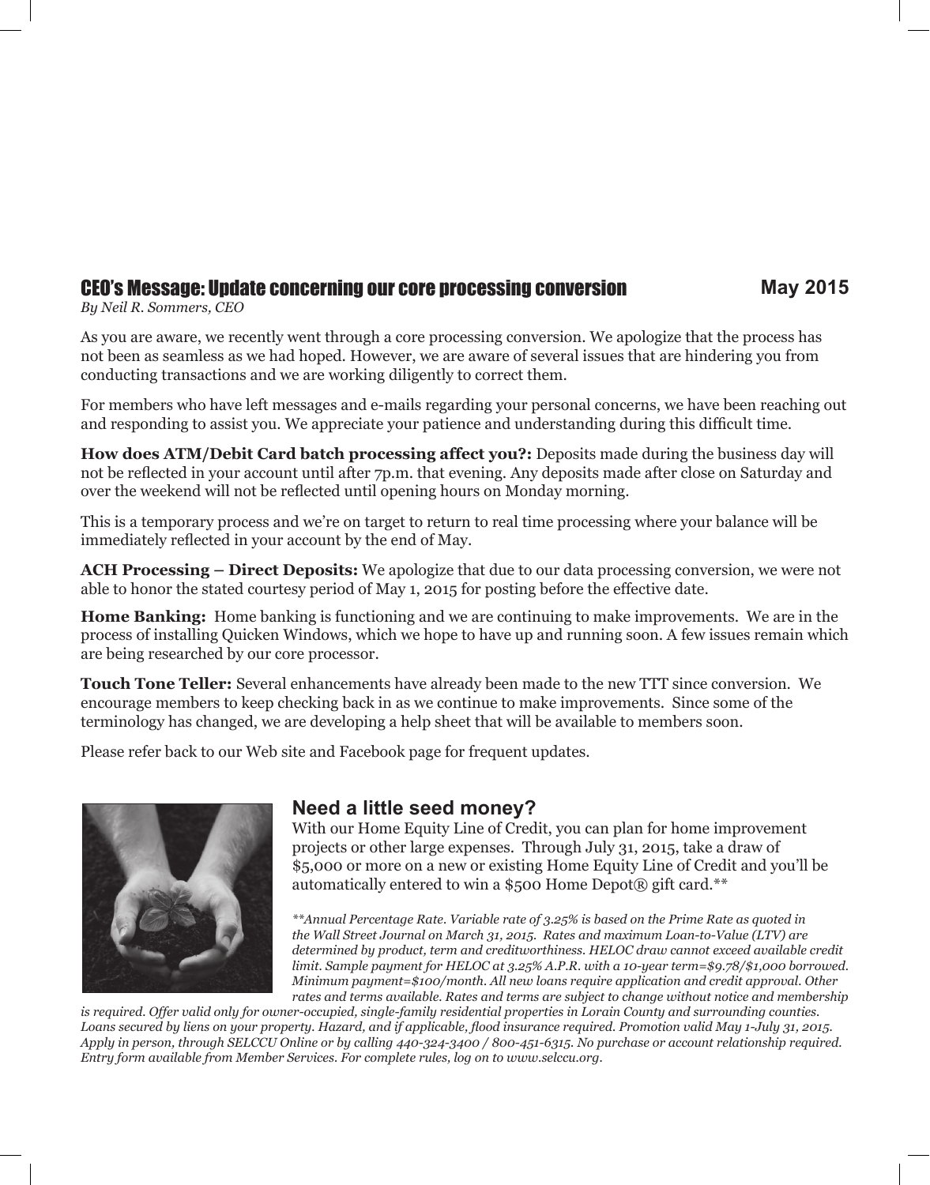## CEO's Message: Update concerning our core processing conversion

**May 2015**

*By Neil R. Sommers, CEO*

As you are aware, we recently went through a core processing conversion. We apologize that the process has not been as seamless as we had hoped. However, we are aware of several issues that are hindering you from conducting transactions and we are working diligently to correct them.

For members who have left messages and e-mails regarding your personal concerns, we have been reaching out and responding to assist you. We appreciate your patience and understanding during this difficult time.

**How does ATM/Debit Card batch processing affect you?:** Deposits made during the business day will not be reflected in your account until after 7p.m. that evening. Any deposits made after close on Saturday and over the weekend will not be reflected until opening hours on Monday morning.

This is a temporary process and we're on target to return to real time processing where your balance will be immediately reflected in your account by the end of May.

**ACH Processing – Direct Deposits:** We apologize that due to our data processing conversion, we were not able to honor the stated courtesy period of May 1, 2015 for posting before the effective date.

**Home Banking:** Home banking is functioning and we are continuing to make improvements. We are in the process of installing Quicken Windows, which we hope to have up and running soon. A few issues remain which are being researched by our core processor.

**Touch Tone Teller:** Several enhancements have already been made to the new TTT since conversion. We encourage members to keep checking back in as we continue to make improvements. Since some of the terminology has changed, we are developing a help sheet that will be available to members soon.

Please refer back to our Web site and Facebook page for frequent updates.

## Need a little seed money?

With our Home Equity Line of Credit, you can plan for home improvement projects or other large expenses. Through July 31, 2015, take a draw of $5,000 or more on a new or existing Home Equity Line of Credit and you'll be automatically entered to win a $500 Home Depot® gift card.**

*\*\*Annual Percentage Rate. Variable rate of 3.25% is based on the Prime Rate as quoted in the Wall Street Journal on March 31, 2015. Rates and maximum Loan-to-Value (LTV) are determined by product, term and creditworthiness. HELOC draw cannot exceed available credit limit. Sample payment for HELOC at 3.25% A.P.R. with a 10-year term=$9.78/$1,000 borrowed. Minimum payment=$100/month. All new loans require application and credit approval. Other rates and terms available. Rates and terms are subject to change without notice and membership is required. Offer valid only for owner-occupied, single-family residential properties in Lorain County and surrounding counties. Loans secured by liens on your property. Hazard, and if applicable, flood insurance required. Promotion valid May 1-July 31, 2015. Apply in person, through SELCCU Online or by calling 440-324-3400 / 800-451-6315. No purchase or account relationship required. Entry form available from Member Services. For complete rules, log on to www.selccu.org.*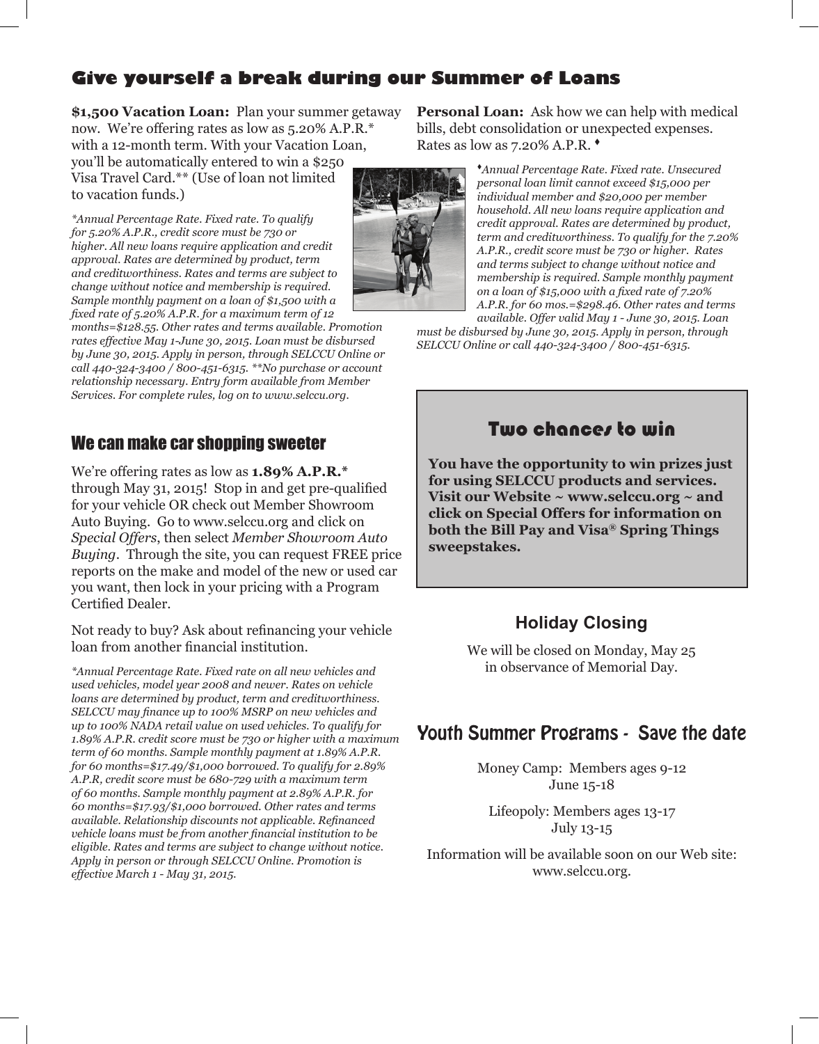## Give yourself a break during our Summer of Loans

**$1,500 Vacation Loan:** Plan your summer getaway now. We're offering rates as low as 5.20% A.P.R.* with a 12-month term. With your Vacation Loan, you'll be automatically entered to win a $250 Visa Travel Card.** (Use of loan not limited to vacation funds.)

*\*Annual Percentage Rate. Fixed rate. To qualify for 5.20% A.P.R., credit score must be 730 or higher. All new loans require application and credit approval. Rates are determined by product, term and creditworthiness. Rates and terms are subject to change without notice and membership is required. Sample monthly payment on a loan of $1,500 with a fixed rate of 5.20% A.P.R. for a maximum term of 12 months=$128.55. Other rates and terms available. Promotion rates effective May 1-June 30, 2015. Loan must be disbursed by June 30, 2015. Apply in person, through SELCCU Online or call 440-324-3400 / 800-451-6315. \*\*No purchase or account relationship necessary. Entry form available from Member Services. For complete rules, log on to www.selccu.org.*

**Personal Loan:** Ask how we can help with medical bills, debt consolidation or unexpected expenses. Rates as low as 7.20% A.P.R. ♦

*♦Annual Percentage Rate. Fixed rate. Unsecured personal loan limit cannot exceed $15,000 per individual member and $20,000 per member household. All new loans require application and credit approval. Rates are determined by product, term and creditworthiness. To qualify for the 7.20% A.P.R., credit score must be 730 or higher. Rates and terms subject to change without notice and membership is required. Sample monthly payment on a loan of $15,000 with a fixed rate of 7.20% A.P.R. for 60 mos.=$298.46. Other rates and terms available. Offer valid May 1 - June 30, 2015. Loan must be disbursed by June 30, 2015. Apply in person, through SELCCU Online or call 440-324-3400 / 800-451-6315.*

## We can make car shopping sweeter

We're offering rates as low as **1.89% A.P.R.*** through May 31, 2015! Stop in and get pre-qualified for your vehicle OR check out Member Showroom Auto Buying. Go to www.selccu.org and click on *Special Offers*, then select *Member Showroom Auto Buying*. Through the site, you can request FREE price reports on the make and model of the new or used car you want, then lock in your pricing with a Program Certified Dealer.

Not ready to buy? Ask about refinancing your vehicle loan from another financial institution.

*\*Annual Percentage Rate. Fixed rate on all new vehicles and used vehicles, model year 2008 and newer. Rates on vehicle loans are determined by product, term and creditworthiness. SELCCU may finance up to 100% MSRP on new vehicles and up to 100% NADA retail value on used vehicles. To qualify for 1.89% A.P.R. credit score must be 730 or higher with a maximum term of 60 months. Sample monthly payment at 1.89% A.P.R. for 60 months=$17.49/$1,000 borrowed. To qualify for 2.89% A.P.R, credit score must be 680-729 with a maximum term of 60 months. Sample monthly payment at 2.89% A.P.R. for 60 months=$17.93/$1,000 borrowed. Other rates and terms available. Relationship discounts not applicable. Refinanced vehicle loans must be from another financial institution to be eligible. Rates and terms are subject to change without notice. Apply in person or through SELCCU Online. Promotion is effective March 1 - May 31, 2015.*

## Two chances to win

**You have the opportunity to win prizes just for using SELCCU products and services. Visit our Website ~ www.selccu.org ~ and click on Special Offers for information on both the Bill Pay and Visa® Spring Things sweepstakes.**

## Holiday Closing

We will be closed on Monday, May 25 in observance of Memorial Day.

## Youth Summer Programs - Save the date

Money Camp: Members ages 9-12
June 15-18

Lifeopoly: Members ages 13-17
July 13-15

Information will be available soon on our Web site: www.selccu.org.